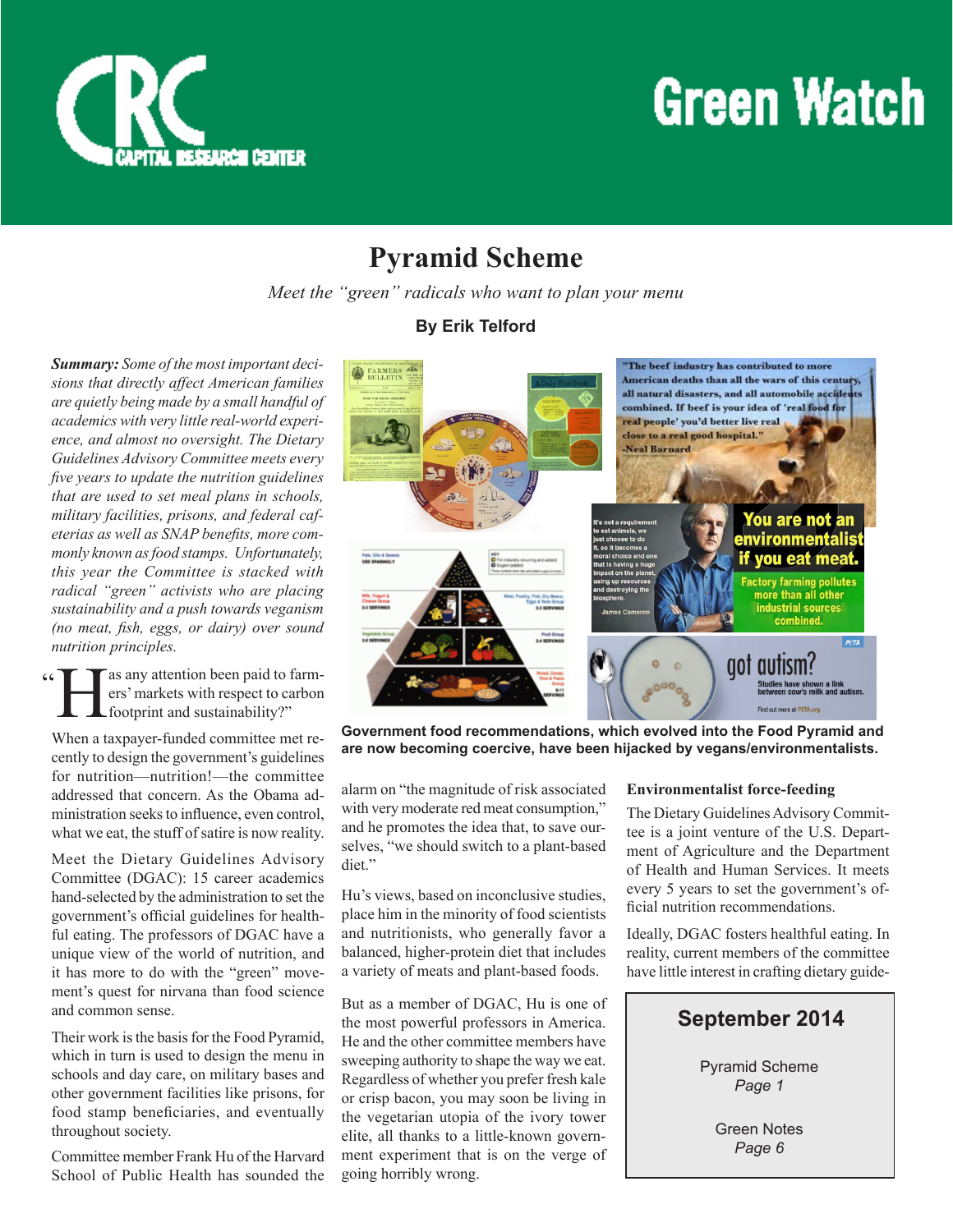# Green Watch

CRC CAPITAL RESEARCH CENTER

## Pyramid Scheme

*Meet the "green" radicals who want to plan your menu*

**By Erik Telford**

***Summary:** Some of the most important decisions that directly affect American families are quietly being made by a small handful of academics with very little real-world experience, and almost no oversight. The Dietary Guidelines Advisory Committee meets every five years to update the nutrition guidelines that are used to set meal plans in schools, military facilities, prisons, and federal cafeterias as well as SNAP benefits, more commonly known as food stamps. Unfortunately, this year the Committee is stacked with radical "green" activists who are placing sustainability and a push towards veganism (no meat, fish, eggs, or dairy) over sound nutrition principles.*

"Has any attention been paid to farmers' markets with respect to carbon footprint and sustainability?"

When a taxpayer-funded committee met recently to design the government's guidelines for nutrition—nutrition!—the committee addressed that concern. As the Obama administration seeks to influence, even control, what we eat, the stuff of satire is now reality.

Meet the Dietary Guidelines Advisory Committee (DGAC): 15 career academics hand-selected by the administration to set the government's official guidelines for healthful eating. The professors of DGAC have a unique view of the world of nutrition, and it has more to do with the "green" movement's quest for nirvana than food science and common sense.

Their work is the basis for the Food Pyramid, which in turn is used to design the menu in schools and day care, on military bases and other government facilities like prisons, for food stamp beneficiaries, and eventually throughout society.

Committee member Frank Hu of the Harvard School of Public Health has sounded the alarm on "the magnitude of risk associated with very moderate red meat consumption," and he promotes the idea that, to save ourselves, "we should switch to a plant-based diet."

**Government food recommendations, which evolved into the Food Pyramid and are now becoming coercive, have been hijacked by vegans/environmentalists.**

Hu's views, based on inconclusive studies, place him in the minority of food scientists and nutritionists, who generally favor a balanced, higher-protein diet that includes a variety of meats and plant-based foods.

But as a member of DGAC, Hu is one of the most powerful professors in America. He and the other committee members have sweeping authority to shape the way we eat. Regardless of whether you prefer fresh kale or crisp bacon, you may soon be living in the vegetarian utopia of the ivory tower elite, all thanks to a little-known government experiment that is on the verge of going horribly wrong.

### Environmentalist force-feeding

The Dietary Guidelines Advisory Committee is a joint venture of the U.S. Department of Agriculture and the Department of Health and Human Services. It meets every 5 years to set the government's official nutrition recommendations.

Ideally, DGAC fosters healthful eating. In reality, current members of the committee have little interest in crafting dietary guide-

**September 2014**

Pyramid Scheme
*Page 1*

Green Notes
*Page 6*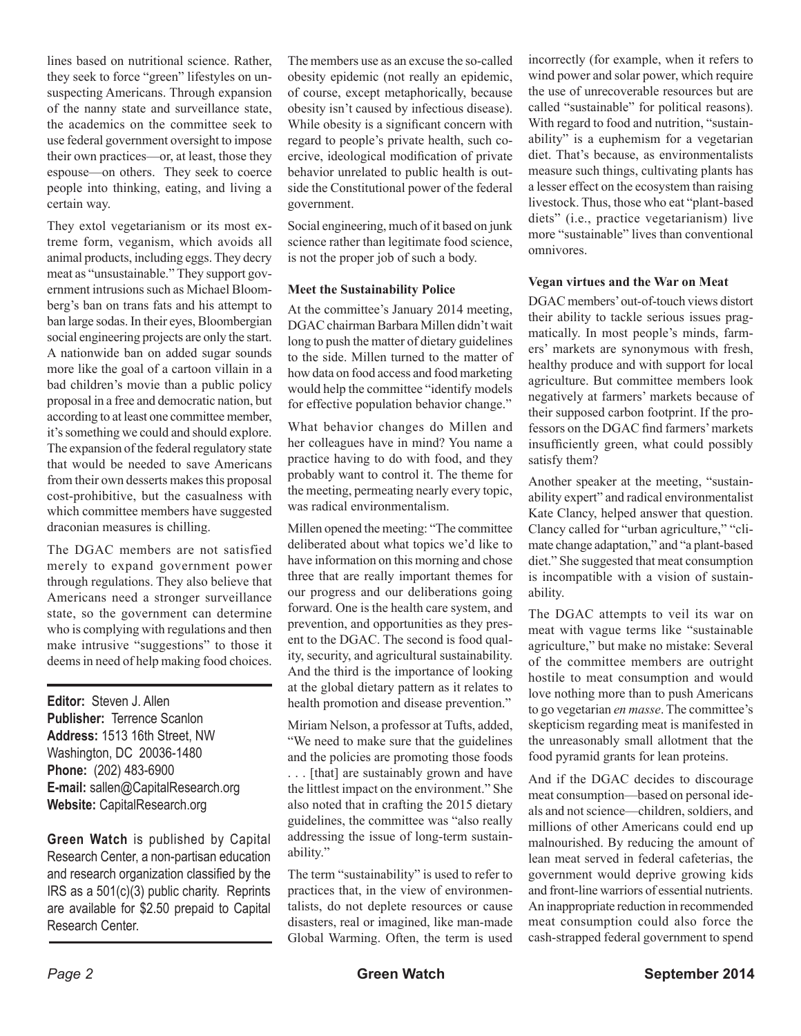lines based on nutritional science. Rather, they seek to force "green" lifestyles on unsuspecting Americans. Through expansion of the nanny state and surveillance state, the academics on the committee seek to use federal government oversight to impose their own practices—or, at least, those they espouse—on others. They seek to coerce people into thinking, eating, and living a certain way.

They extol vegetarianism or its most extreme form, veganism, which avoids all animal products, including eggs. They decry meat as "unsustainable." They support government intrusions such as Michael Bloomberg's ban on trans fats and his attempt to ban large sodas. In their eyes, Bloombergian social engineering projects are only the start. A nationwide ban on added sugar sounds more like the goal of a cartoon villain in a bad children's movie than a public policy proposal in a free and democratic nation, but according to at least one committee member, it's something we could and should explore. The expansion of the federal regulatory state that would be needed to save Americans from their own desserts makes this proposal cost-prohibitive, but the casualness with which committee members have suggested draconian measures is chilling.

The DGAC members are not satisfied merely to expand government power through regulations. They also believe that Americans need a stronger surveillance state, so the government can determine who is complying with regulations and then make intrusive "suggestions" to those it deems in need of help making food choices.

**Editor:** Steven J. Allen
**Publisher:** Terrence Scanlon
**Address:** 1513 16th Street, NW
Washington, DC 20036-1480
**Phone:** (202) 483-6900
**E-mail:** sallen@CapitalResearch.org
**Website:** CapitalResearch.org

**Green Watch** is published by Capital Research Center, a non-partisan education and research organization classified by the IRS as a 501(c)(3) public charity. Reprints are available for $2.50 prepaid to Capital Research Center.

The members use as an excuse the so-called obesity epidemic (not really an epidemic, of course, except metaphorically, because obesity isn't caused by infectious disease). While obesity is a significant concern with regard to people's private health, such coercive, ideological modification of private behavior unrelated to public health is outside the Constitutional power of the federal government.

Social engineering, much of it based on junk science rather than legitimate food science, is not the proper job of such a body.

### Meet the Sustainability Police

At the committee's January 2014 meeting, DGAC chairman Barbara Millen didn't wait long to push the matter of dietary guidelines to the side. Millen turned to the matter of how data on food access and food marketing would help the committee "identify models for effective population behavior change."

What behavior changes do Millen and her colleagues have in mind? You name a practice having to do with food, and they probably want to control it. The theme for the meeting, permeating nearly every topic, was radical environmentalism.

Millen opened the meeting: "The committee deliberated about what topics we'd like to have information on this morning and chose three that are really important themes for our progress and our deliberations going forward. One is the health care system, and prevention, and opportunities as they present to the DGAC. The second is food quality, security, and agricultural sustainability. And the third is the importance of looking at the global dietary pattern as it relates to health promotion and disease prevention."

Miriam Nelson, a professor at Tufts, added, "We need to make sure that the guidelines and the policies are promoting those foods . . . [that] are sustainably grown and have the littlest impact on the environment." She also noted that in crafting the 2015 dietary guidelines, the committee was "also really addressing the issue of long-term sustainability."

The term "sustainability" is used to refer to practices that, in the view of environmentalists, do not deplete resources or cause disasters, real or imagined, like man-made Global Warming. Often, the term is used incorrectly (for example, when it refers to wind power and solar power, which require the use of unrecoverable resources but are called "sustainable" for political reasons). With regard to food and nutrition, "sustainability" is a euphemism for a vegetarian diet. That's because, as environmentalists measure such things, cultivating plants has a lesser effect on the ecosystem than raising livestock. Thus, those who eat "plant-based diets" (i.e., practice vegetarianism) live more "sustainable" lives than conventional omnivores.

### Vegan virtues and the War on Meat

DGAC members' out-of-touch views distort their ability to tackle serious issues pragmatically. In most people's minds, farmers' markets are synonymous with fresh, healthy produce and with support for local agriculture. But committee members look negatively at farmers' markets because of their supposed carbon footprint. If the professors on the DGAC find farmers' markets insufficiently green, what could possibly satisfy them?

Another speaker at the meeting, "sustainability expert" and radical environmentalist Kate Clancy, helped answer that question. Clancy called for "urban agriculture," "climate change adaptation," and "a plant-based diet." She suggested that meat consumption is incompatible with a vision of sustainability.

The DGAC attempts to veil its war on meat with vague terms like "sustainable agriculture," but make no mistake: Several of the committee members are outright hostile to meat consumption and would love nothing more than to push Americans to go vegetarian *en masse*. The committee's skepticism regarding meat is manifested in the unreasonably small allotment that the food pyramid grants for lean proteins.

And if the DGAC decides to discourage meat consumption—based on personal ideals and not science—children, soldiers, and millions of other Americans could end up malnourished. By reducing the amount of lean meat served in federal cafeterias, the government would deprive growing kids and front-line warriors of essential nutrients. An inappropriate reduction in recommended meat consumption could also force the cash-strapped federal government to spend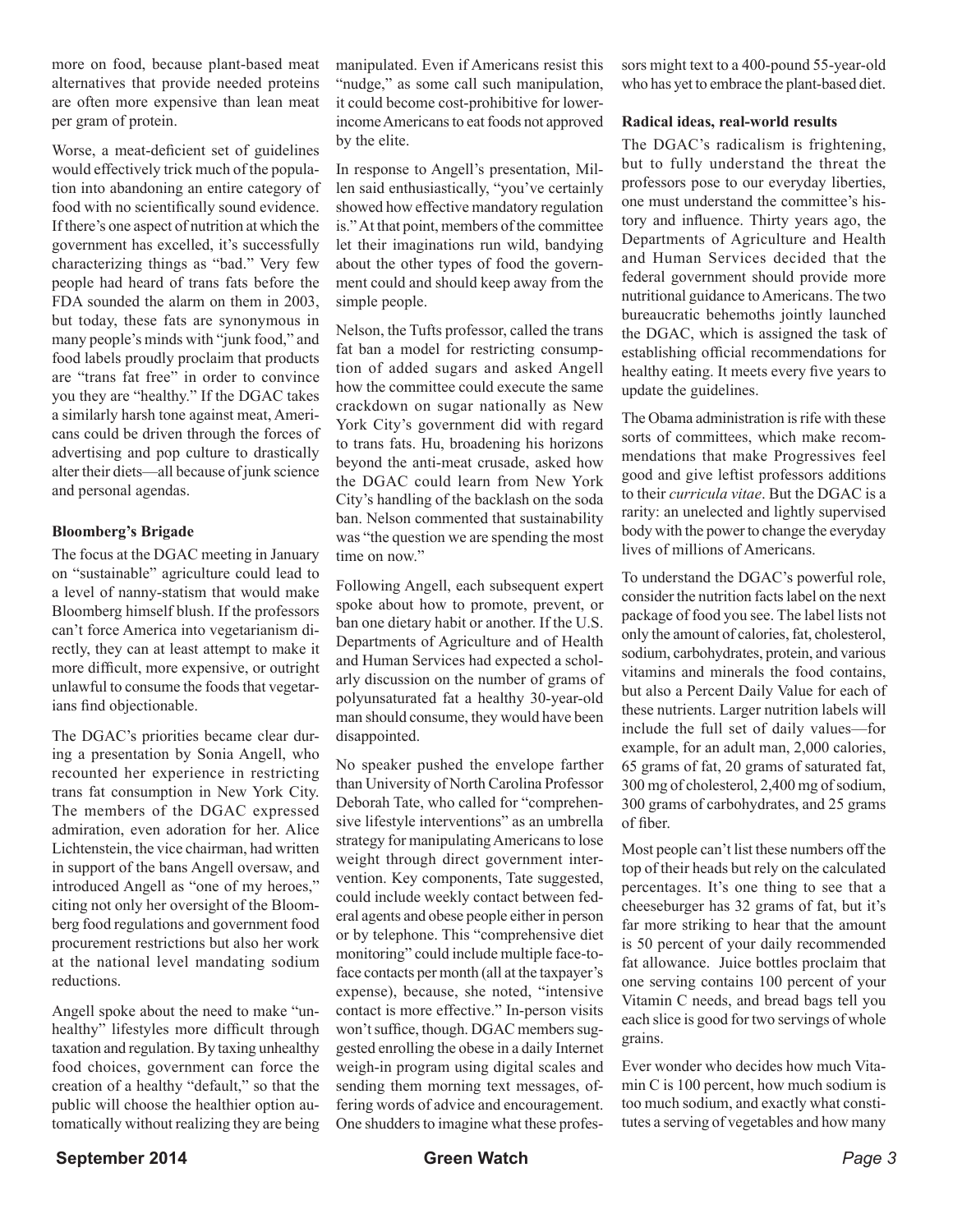more on food, because plant-based meat alternatives that provide needed proteins are often more expensive than lean meat per gram of protein.

Worse, a meat-deficient set of guidelines would effectively trick much of the population into abandoning an entire category of food with no scientifically sound evidence. If there's one aspect of nutrition at which the government has excelled, it's successfully characterizing things as "bad." Very few people had heard of trans fats before the FDA sounded the alarm on them in 2003, but today, these fats are synonymous in many people's minds with "junk food," and food labels proudly proclaim that products are "trans fat free" in order to convince you they are "healthy." If the DGAC takes a similarly harsh tone against meat, Americans could be driven through the forces of advertising and pop culture to drastically alter their diets—all because of junk science and personal agendas.

**Bloomberg's Brigade**

The focus at the DGAC meeting in January on "sustainable" agriculture could lead to a level of nanny-statism that would make Bloomberg himself blush. If the professors can't force America into vegetarianism directly, they can at least attempt to make it more difficult, more expensive, or outright unlawful to consume the foods that vegetarians find objectionable.

The DGAC's priorities became clear during a presentation by Sonia Angell, who recounted her experience in restricting trans fat consumption in New York City. The members of the DGAC expressed admiration, even adoration for her. Alice Lichtenstein, the vice chairman, had written in support of the bans Angell oversaw, and introduced Angell as "one of my heroes," citing not only her oversight of the Bloomberg food regulations and government food procurement restrictions but also her work at the national level mandating sodium reductions.

Angell spoke about the need to make "unhealthy" lifestyles more difficult through taxation and regulation. By taxing unhealthy food choices, government can force the creation of a healthy "default," so that the public will choose the healthier option automatically without realizing they are being manipulated. Even if Americans resist this "nudge," as some call such manipulation, it could become cost-prohibitive for lower-income Americans to eat foods not approved by the elite.

In response to Angell's presentation, Millen said enthusiastically, "you've certainly showed how effective mandatory regulation is." At that point, members of the committee let their imaginations run wild, bandying about the other types of food the government could and should keep away from the simple people.

Nelson, the Tufts professor, called the trans fat ban a model for restricting consumption of added sugars and asked Angell how the committee could execute the same crackdown on sugar nationally as New York City's government did with regard to trans fats. Hu, broadening his horizons beyond the anti-meat crusade, asked how the DGAC could learn from New York City's handling of the backlash on the soda ban. Nelson commented that sustainability was "the question we are spending the most time on now."

Following Angell, each subsequent expert spoke about how to promote, prevent, or ban one dietary habit or another. If the U.S. Departments of Agriculture and of Health and Human Services had expected a scholarly discussion on the number of grams of polyunsaturated fat a healthy 30-year-old man should consume, they would have been disappointed.

No speaker pushed the envelope farther than University of North Carolina Professor Deborah Tate, who called for "comprehensive lifestyle interventions" as an umbrella strategy for manipulating Americans to lose weight through direct government intervention. Key components, Tate suggested, could include weekly contact between federal agents and obese people either in person or by telephone. This "comprehensive diet monitoring" could include multiple face-to-face contacts per month (all at the taxpayer's expense), because, she noted, "intensive contact is more effective." In-person visits won't suffice, though. DGAC members suggested enrolling the obese in a daily Internet weigh-in program using digital scales and sending them morning text messages, offering words of advice and encouragement. One shudders to imagine what these professors might text to a 400-pound 55-year-old who has yet to embrace the plant-based diet.

**Radical ideas, real-world results**

The DGAC's radicalism is frightening, but to fully understand the threat the professors pose to our everyday liberties, one must understand the committee's history and influence. Thirty years ago, the Departments of Agriculture and Health and Human Services decided that the federal government should provide more nutritional guidance to Americans. The two bureaucratic behemoths jointly launched the DGAC, which is assigned the task of establishing official recommendations for healthy eating. It meets every five years to update the guidelines.

The Obama administration is rife with these sorts of committees, which make recommendations that make Progressives feel good and give leftist professors additions to their *curricula vitae*. But the DGAC is a rarity: an unelected and lightly supervised body with the power to change the everyday lives of millions of Americans.

To understand the DGAC's powerful role, consider the nutrition facts label on the next package of food you see. The label lists not only the amount of calories, fat, cholesterol, sodium, carbohydrates, protein, and various vitamins and minerals the food contains, but also a Percent Daily Value for each of these nutrients. Larger nutrition labels will include the full set of daily values—for example, for an adult man, 2,000 calories, 65 grams of fat, 20 grams of saturated fat, 300 mg of cholesterol, 2,400 mg of sodium, 300 grams of carbohydrates, and 25 grams of fiber.

Most people can't list these numbers off the top of their heads but rely on the calculated percentages. It's one thing to see that a cheeseburger has 32 grams of fat, but it's far more striking to hear that the amount is 50 percent of your daily recommended fat allowance. Juice bottles proclaim that one serving contains 100 percent of your Vitamin C needs, and bread bags tell you each slice is good for two servings of whole grains.

Ever wonder who decides how much Vitamin C is 100 percent, how much sodium is too much sodium, and exactly what constitutes a serving of vegetables and how many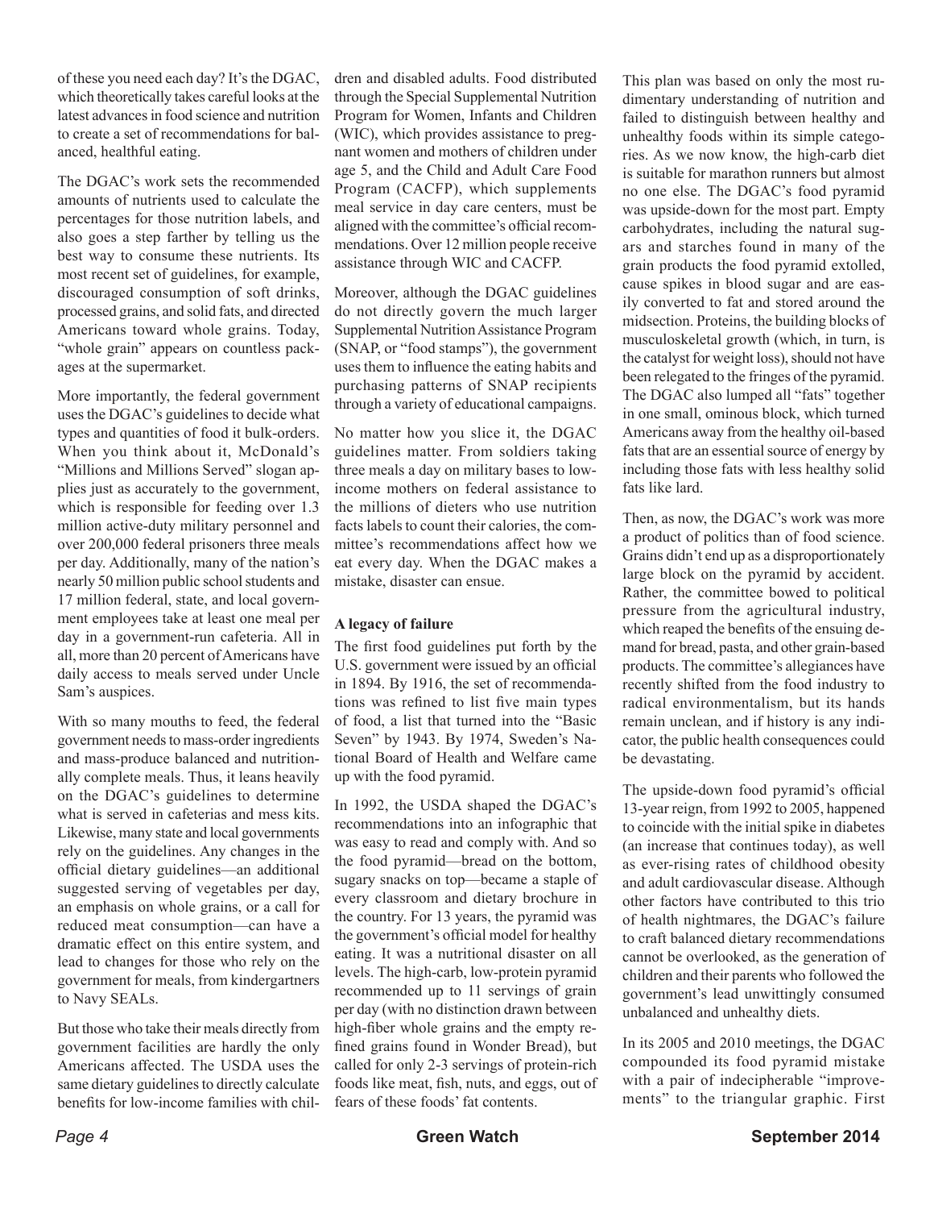of these you need each day? It's the DGAC, which theoretically takes careful looks at the latest advances in food science and nutrition to create a set of recommendations for balanced, healthful eating.

The DGAC's work sets the recommended amounts of nutrients used to calculate the percentages for those nutrition labels, and also goes a step farther by telling us the best way to consume these nutrients. Its most recent set of guidelines, for example, discouraged consumption of soft drinks, processed grains, and solid fats, and directed Americans toward whole grains. Today, "whole grain" appears on countless packages at the supermarket.

More importantly, the federal government uses the DGAC's guidelines to decide what types and quantities of food it bulk-orders. When you think about it, McDonald's "Millions and Millions Served" slogan applies just as accurately to the government, which is responsible for feeding over 1.3 million active-duty military personnel and over 200,000 federal prisoners three meals per day. Additionally, many of the nation's nearly 50 million public school students and 17 million federal, state, and local government employees take at least one meal per day in a government-run cafeteria. All in all, more than 20 percent of Americans have daily access to meals served under Uncle Sam's auspices.

With so many mouths to feed, the federal government needs to mass-order ingredients and mass-produce balanced and nutritionally complete meals. Thus, it leans heavily on the DGAC's guidelines to determine what is served in cafeterias and mess kits. Likewise, many state and local governments rely on the guidelines. Any changes in the official dietary guidelines—an additional suggested serving of vegetables per day, an emphasis on whole grains, or a call for reduced meat consumption—can have a dramatic effect on this entire system, and lead to changes for those who rely on the government for meals, from kindergartners to Navy SEALs.

But those who take their meals directly from government facilities are hardly the only Americans affected. The USDA uses the same dietary guidelines to directly calculate benefits for low-income families with children and disabled adults. Food distributed through the Special Supplemental Nutrition Program for Women, Infants and Children (WIC), which provides assistance to pregnant women and mothers of children under age 5, and the Child and Adult Care Food Program (CACFP), which supplements meal service in day care centers, must be aligned with the committee's official recommendations. Over 12 million people receive assistance through WIC and CACFP.

Moreover, although the DGAC guidelines do not directly govern the much larger Supplemental Nutrition Assistance Program (SNAP, or "food stamps"), the government uses them to influence the eating habits and purchasing patterns of SNAP recipients through a variety of educational campaigns.

No matter how you slice it, the DGAC guidelines matter. From soldiers taking three meals a day on military bases to low-income mothers on federal assistance to the millions of dieters who use nutrition facts labels to count their calories, the committee's recommendations affect how we eat every day. When the DGAC makes a mistake, disaster can ensue.

**A legacy of failure**

The first food guidelines put forth by the U.S. government were issued by an official in 1894. By 1916, the set of recommendations was refined to list five main types of food, a list that turned into the "Basic Seven" by 1943. By 1974, Sweden's National Board of Health and Welfare came up with the food pyramid.

In 1992, the USDA shaped the DGAC's recommendations into an infographic that was easy to read and comply with. And so the food pyramid—bread on the bottom, sugary snacks on top—became a staple of every classroom and dietary brochure in the country. For 13 years, the pyramid was the government's official model for healthy eating. It was a nutritional disaster on all levels. The high-carb, low-protein pyramid recommended up to 11 servings of grain per day (with no distinction drawn between high-fiber whole grains and the empty refined grains found in Wonder Bread), but called for only 2-3 servings of protein-rich foods like meat, fish, nuts, and eggs, out of fears of these foods' fat contents.

This plan was based on only the most rudimentary understanding of nutrition and failed to distinguish between healthy and unhealthy foods within its simple categories. As we now know, the high-carb diet is suitable for marathon runners but almost no one else. The DGAC's food pyramid was upside-down for the most part. Empty carbohydrates, including the natural sugars and starches found in many of the grain products the food pyramid extolled, cause spikes in blood sugar and are easily converted to fat and stored around the midsection. Proteins, the building blocks of musculoskeletal growth (which, in turn, is the catalyst for weight loss), should not have been relegated to the fringes of the pyramid. The DGAC also lumped all "fats" together in one small, ominous block, which turned Americans away from the healthy oil-based fats that are an essential source of energy by including those fats with less healthy solid fats like lard.

Then, as now, the DGAC's work was more a product of politics than of food science. Grains didn't end up as a disproportionately large block on the pyramid by accident. Rather, the committee bowed to political pressure from the agricultural industry, which reaped the benefits of the ensuing demand for bread, pasta, and other grain-based products. The committee's allegiances have recently shifted from the food industry to radical environmentalism, but its hands remain unclean, and if history is any indicator, the public health consequences could be devastating.

The upside-down food pyramid's official 13-year reign, from 1992 to 2005, happened to coincide with the initial spike in diabetes (an increase that continues today), as well as ever-rising rates of childhood obesity and adult cardiovascular disease. Although other factors have contributed to this trio of health nightmares, the DGAC's failure to craft balanced dietary recommendations cannot be overlooked, as the generation of children and their parents who followed the government's lead unwittingly consumed unbalanced and unhealthy diets.

In its 2005 and 2010 meetings, the DGAC compounded its food pyramid mistake with a pair of indecipherable "improvements" to the triangular graphic. First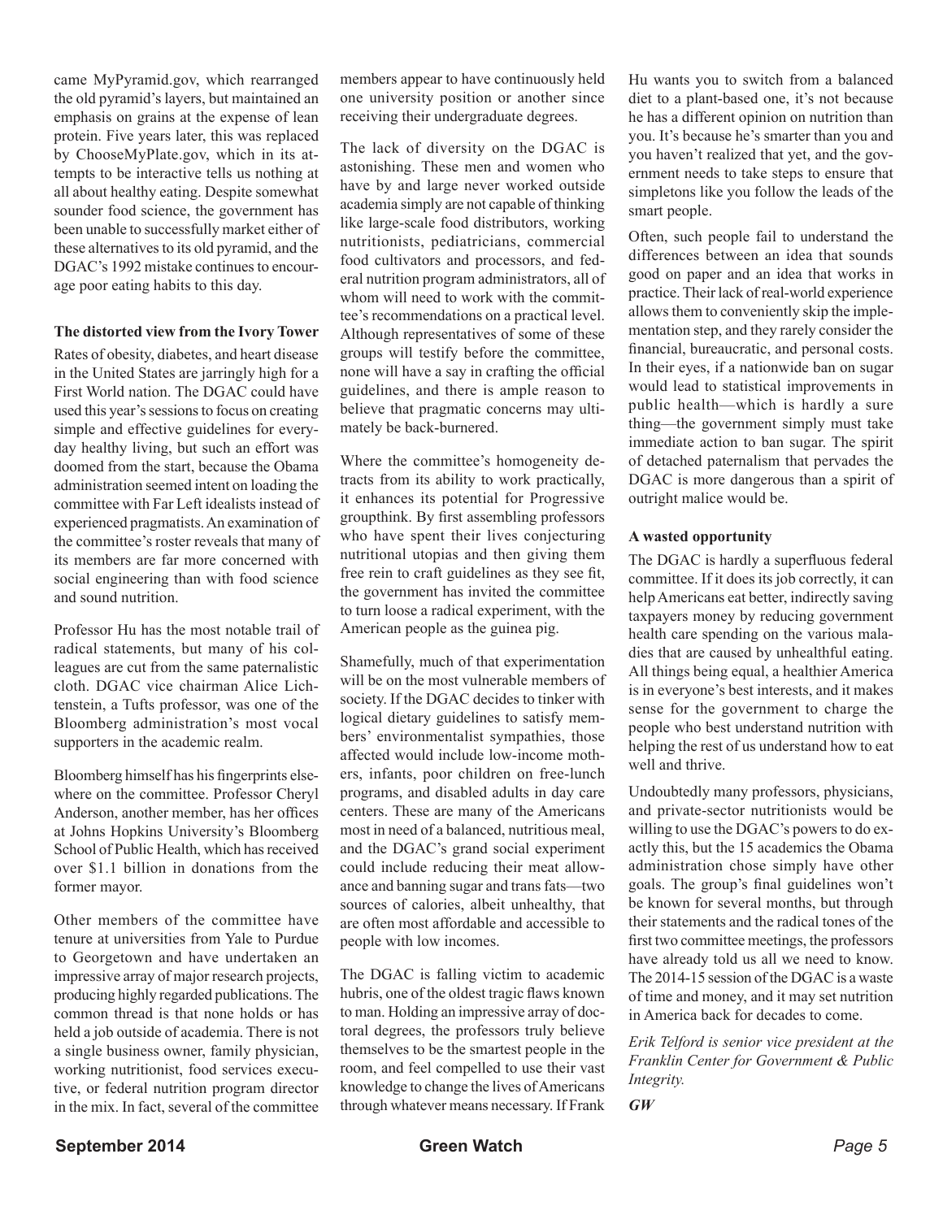came MyPyramid.gov, which rearranged the old pyramid's layers, but maintained an emphasis on grains at the expense of lean protein. Five years later, this was replaced by ChooseMyPlate.gov, which in its attempts to be interactive tells us nothing at all about healthy eating. Despite somewhat sounder food science, the government has been unable to successfully market either of these alternatives to its old pyramid, and the DGAC's 1992 mistake continues to encourage poor eating habits to this day.

**The distorted view from the Ivory Tower**

Rates of obesity, diabetes, and heart disease in the United States are jarringly high for a First World nation. The DGAC could have used this year's sessions to focus on creating simple and effective guidelines for everyday healthy living, but such an effort was doomed from the start, because the Obama administration seemed intent on loading the committee with Far Left idealists instead of experienced pragmatists. An examination of the committee's roster reveals that many of its members are far more concerned with social engineering than with food science and sound nutrition.

Professor Hu has the most notable trail of radical statements, but many of his colleagues are cut from the same paternalistic cloth. DGAC vice chairman Alice Lichtenstein, a Tufts professor, was one of the Bloomberg administration's most vocal supporters in the academic realm.

Bloomberg himself has his fingerprints elsewhere on the committee. Professor Cheryl Anderson, another member, has her offices at Johns Hopkins University's Bloomberg School of Public Health, which has received over $1.1 billion in donations from the former mayor.

Other members of the committee have tenure at universities from Yale to Purdue to Georgetown and have undertaken an impressive array of major research projects, producing highly regarded publications. The common thread is that none holds or has held a job outside of academia. There is not a single business owner, family physician, working nutritionist, food services executive, or federal nutrition program director in the mix. In fact, several of the committee members appear to have continuously held one university position or another since receiving their undergraduate degrees.

The lack of diversity on the DGAC is astonishing. These men and women who have by and large never worked outside academia simply are not capable of thinking like large-scale food distributors, working nutritionists, pediatricians, commercial food cultivators and processors, and federal nutrition program administrators, all of whom will need to work with the committee's recommendations on a practical level. Although representatives of some of these groups will testify before the committee, none will have a say in crafting the official guidelines, and there is ample reason to believe that pragmatic concerns may ultimately be back-burnered.

Where the committee's homogeneity detracts from its ability to work practically, it enhances its potential for Progressive groupthink. By first assembling professors who have spent their lives conjecturing nutritional utopias and then giving them free rein to craft guidelines as they see fit, the government has invited the committee to turn loose a radical experiment, with the American people as the guinea pig.

Shamefully, much of that experimentation will be on the most vulnerable members of society. If the DGAC decides to tinker with logical dietary guidelines to satisfy members' environmentalist sympathies, those affected would include low-income mothers, infants, poor children on free-lunch programs, and disabled adults in day care centers. These are many of the Americans most in need of a balanced, nutritious meal, and the DGAC's grand social experiment could include reducing their meat allowance and banning sugar and trans fats—two sources of calories, albeit unhealthy, that are often most affordable and accessible to people with low incomes.

The DGAC is falling victim to academic hubris, one of the oldest tragic flaws known to man. Holding an impressive array of doctoral degrees, the professors truly believe themselves to be the smartest people in the room, and feel compelled to use their vast knowledge to change the lives of Americans through whatever means necessary. If Frank Hu wants you to switch from a balanced diet to a plant-based one, it's not because he has a different opinion on nutrition than you. It's because he's smarter than you and you haven't realized that yet, and the government needs to take steps to ensure that simpletons like you follow the leads of the smart people.

Often, such people fail to understand the differences between an idea that sounds good on paper and an idea that works in practice. Their lack of real-world experience allows them to conveniently skip the implementation step, and they rarely consider the financial, bureaucratic, and personal costs. In their eyes, if a nationwide ban on sugar would lead to statistical improvements in public health—which is hardly a sure thing—the government simply must take immediate action to ban sugar. The spirit of detached paternalism that pervades the DGAC is more dangerous than a spirit of outright malice would be.

**A wasted opportunity**

The DGAC is hardly a superfluous federal committee. If it does its job correctly, it can help Americans eat better, indirectly saving taxpayers money by reducing government health care spending on the various maladies that are caused by unhealthful eating. All things being equal, a healthier America is in everyone's best interests, and it makes sense for the government to charge the people who best understand nutrition with helping the rest of us understand how to eat well and thrive.

Undoubtedly many professors, physicians, and private-sector nutritionists would be willing to use the DGAC's powers to do exactly this, but the 15 academics the Obama administration chose simply have other goals. The group's final guidelines won't be known for several months, but through their statements and the radical tones of the first two committee meetings, the professors have already told us all we need to know. The 2014-15 session of the DGAC is a waste of time and money, and it may set nutrition in America back for decades to come.

*Erik Telford is senior vice president at the Franklin Center for Government & Public Integrity.*

***GW***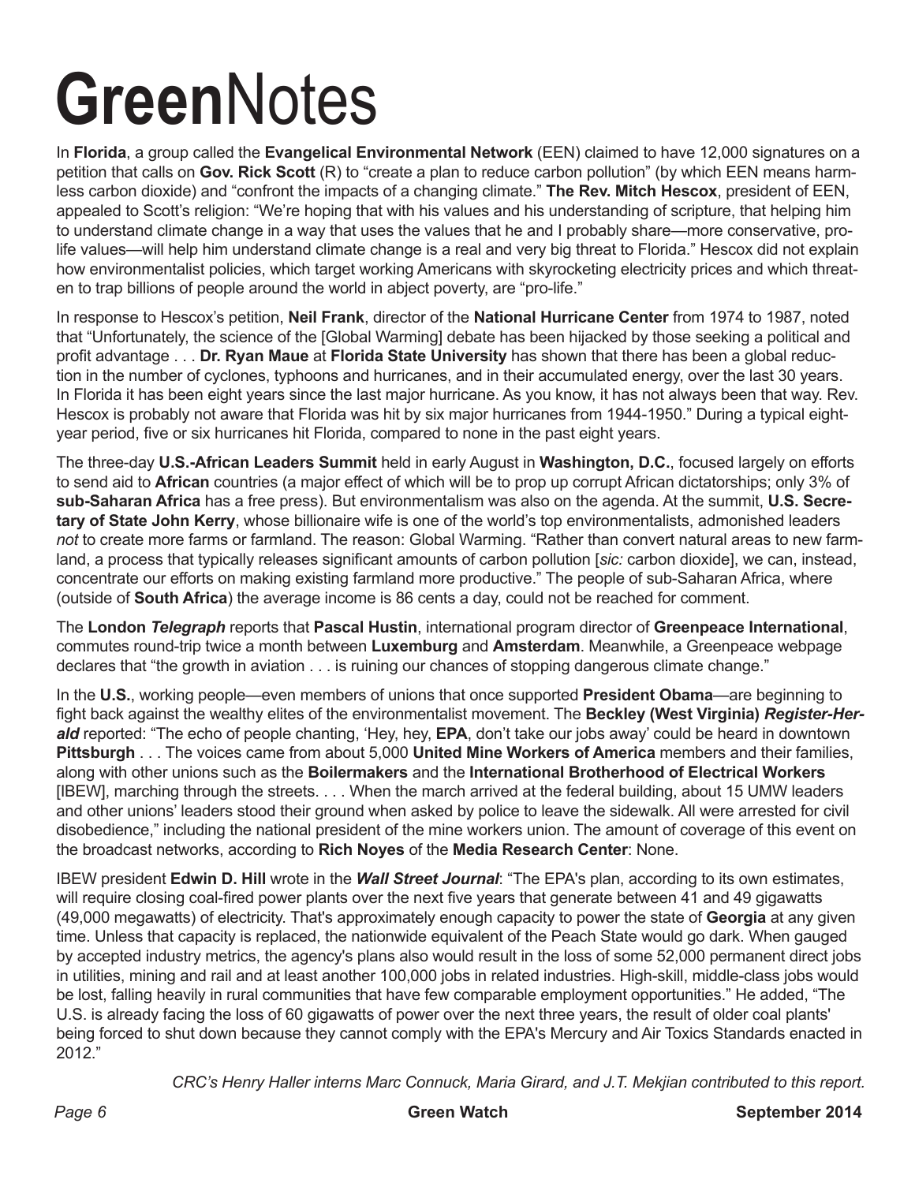# **Green**Notes

In **Florida**, a group called the **Evangelical Environmental Network** (EEN) claimed to have 12,000 signatures on a petition that calls on **Gov. Rick Scott** (R) to "create a plan to reduce carbon pollution" (by which EEN means harmless carbon dioxide) and "confront the impacts of a changing climate." **The Rev. Mitch Hescox**, president of EEN, appealed to Scott's religion: "We're hoping that with his values and his understanding of scripture, that helping him to understand climate change in a way that uses the values that he and I probably share—more conservative, pro-life values—will help him understand climate change is a real and very big threat to Florida." Hescox did not explain how environmentalist policies, which target working Americans with skyrocketing electricity prices and which threaten to trap billions of people around the world in abject poverty, are "pro-life."

In response to Hescox's petition, **Neil Frank**, director of the **National Hurricane Center** from 1974 to 1987, noted that "Unfortunately, the science of the [Global Warming] debate has been hijacked by those seeking a political and profit advantage . . . **Dr. Ryan Maue** at **Florida State University** has shown that there has been a global reduction in the number of cyclones, typhoons and hurricanes, and in their accumulated energy, over the last 30 years. In Florida it has been eight years since the last major hurricane. As you know, it has not always been that way. Rev. Hescox is probably not aware that Florida was hit by six major hurricanes from 1944-1950." During a typical eight-year period, five or six hurricanes hit Florida, compared to none in the past eight years.

The three-day **U.S.-African Leaders Summit** held in early August in **Washington, D.C.**, focused largely on efforts to send aid to **African** countries (a major effect of which will be to prop up corrupt African dictatorships; only 3% of **sub-Saharan Africa** has a free press). But environmentalism was also on the agenda. At the summit, **U.S. Secretary of State John Kerry**, whose billionaire wife is one of the world's top environmentalists, admonished leaders *not* to create more farms or farmland. The reason: Global Warming. "Rather than convert natural areas to new farmland, a process that typically releases significant amounts of carbon pollution [*sic:* carbon dioxide], we can, instead, concentrate our efforts on making existing farmland more productive." The people of sub-Saharan Africa, where (outside of **South Africa**) the average income is 86 cents a day, could not be reached for comment.

The **London *Telegraph*** reports that **Pascal Hustin**, international program director of **Greenpeace International**, commutes round-trip twice a month between **Luxemburg** and **Amsterdam**. Meanwhile, a Greenpeace webpage declares that "the growth in aviation . . . is ruining our chances of stopping dangerous climate change."

In the **U.S.**, working people—even members of unions that once supported **President Obama**—are beginning to fight back against the wealthy elites of the environmentalist movement. The **Beckley (West Virginia) *Register-Herald*** reported: "The echo of people chanting, 'Hey, hey, **EPA**, don't take our jobs away' could be heard in downtown **Pittsburgh** . . . The voices came from about 5,000 **United Mine Workers of America** members and their families, along with other unions such as the **Boilermakers** and the **International Brotherhood of Electrical Workers** [IBEW], marching through the streets. . . . When the march arrived at the federal building, about 15 UMW leaders and other unions' leaders stood their ground when asked by police to leave the sidewalk. All were arrested for civil disobedience," including the national president of the mine workers union. The amount of coverage of this event on the broadcast networks, according to **Rich Noyes** of the **Media Research Center**: None.

IBEW president **Edwin D. Hill** wrote in the ***Wall Street Journal***: "The EPA's plan, according to its own estimates, will require closing coal-fired power plants over the next five years that generate between 41 and 49 gigawatts (49,000 megawatts) of electricity. That's approximately enough capacity to power the state of **Georgia** at any given time. Unless that capacity is replaced, the nationwide equivalent of the Peach State would go dark. When gauged by accepted industry metrics, the agency's plans also would result in the loss of some 52,000 permanent direct jobs in utilities, mining and rail and at least another 100,000 jobs in related industries. High-skill, middle-class jobs would be lost, falling heavily in rural communities that have few comparable employment opportunities." He added, "The U.S. is already facing the loss of 60 gigawatts of power over the next three years, the result of older coal plants' being forced to shut down because they cannot comply with the EPA's Mercury and Air Toxics Standards enacted in 2012."

*CRC's Henry Haller interns Marc Connuck, Maria Girard, and J.T. Mekjian contributed to this report.*